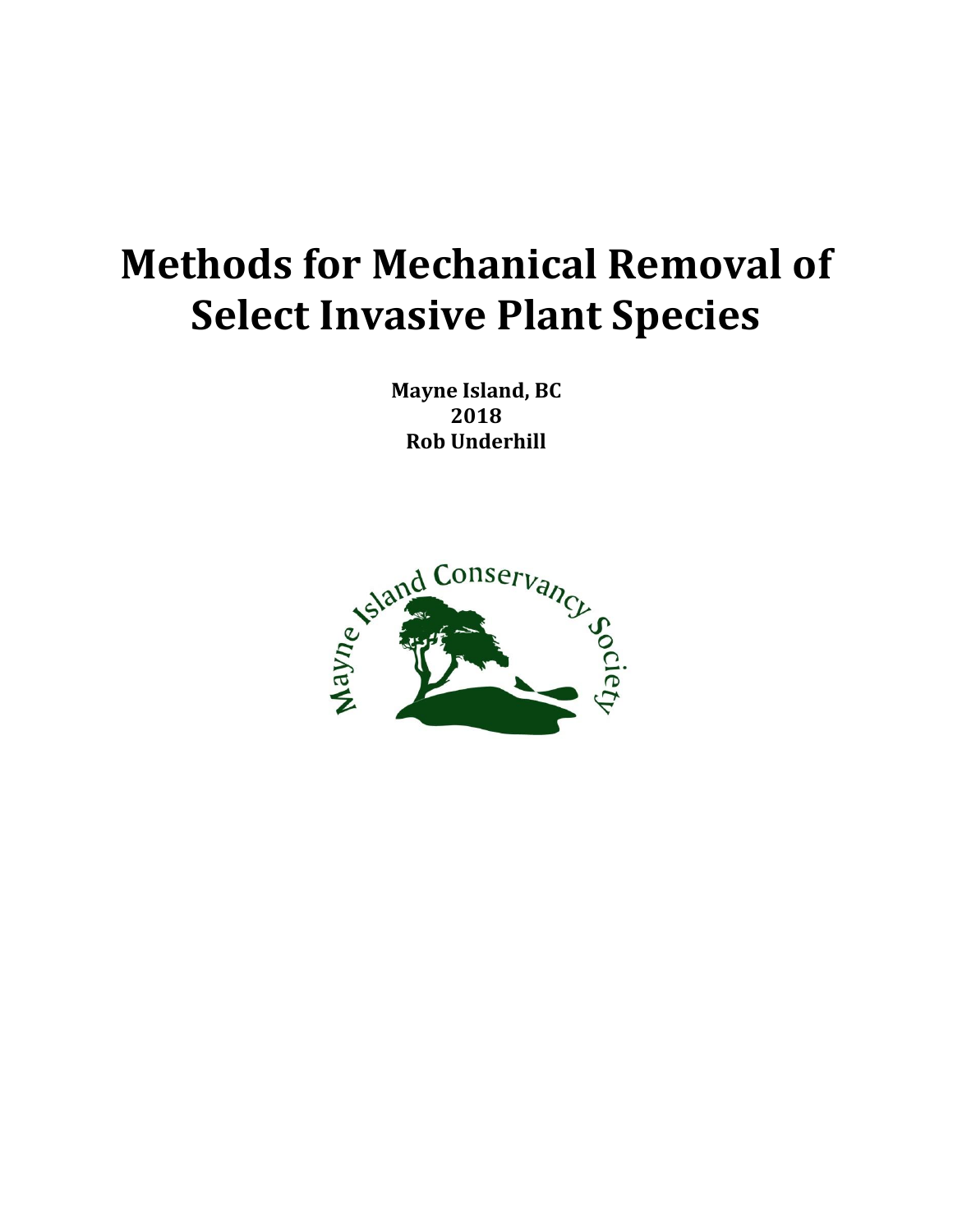# Methods for Mechanical Removal of Select Invasive Plant Species

**Mayne Island, BC**
**2018**
**Rob Underhill**

Mayne Island Conservancy Society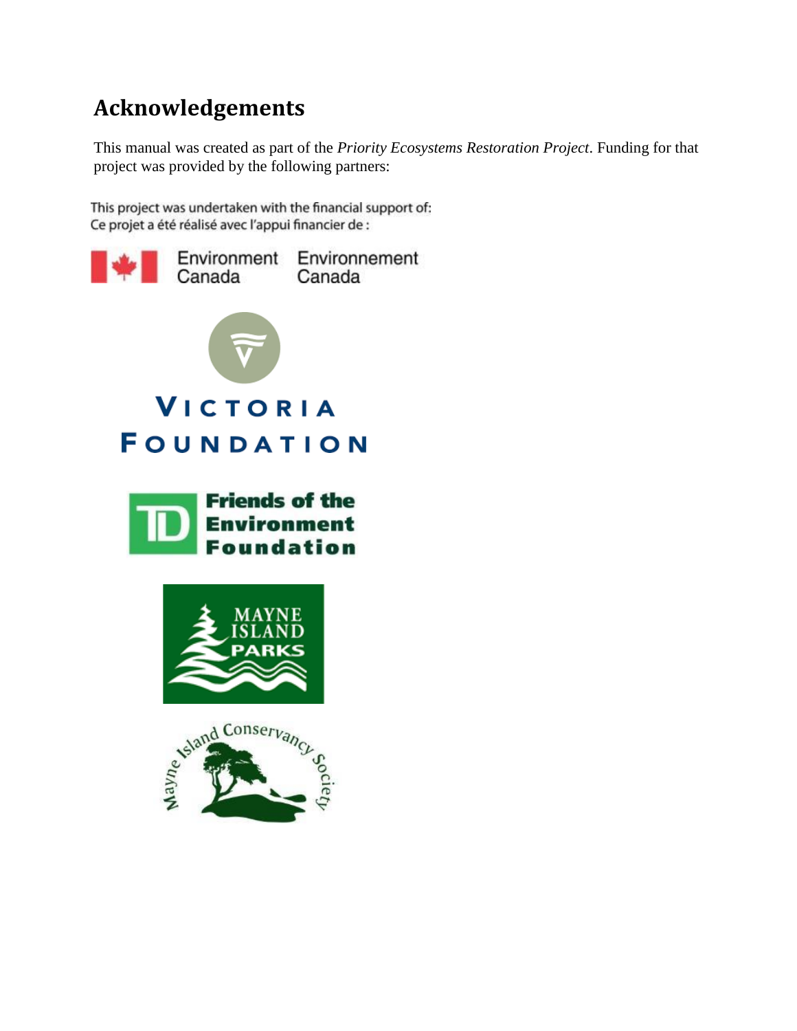# Acknowledgements

This manual was created as part of the *Priority Ecosystems Restoration Project*. Funding for that project was provided by the following partners:

This project was undertaken with the financial support of:
Ce projet a été réalisé avec l'appui financier de :

Environment Canada Environnement Canada

Victoria Foundation

TD Friends of the Environment Foundation

Mayne Island Parks

Mayne Island Conservancy Society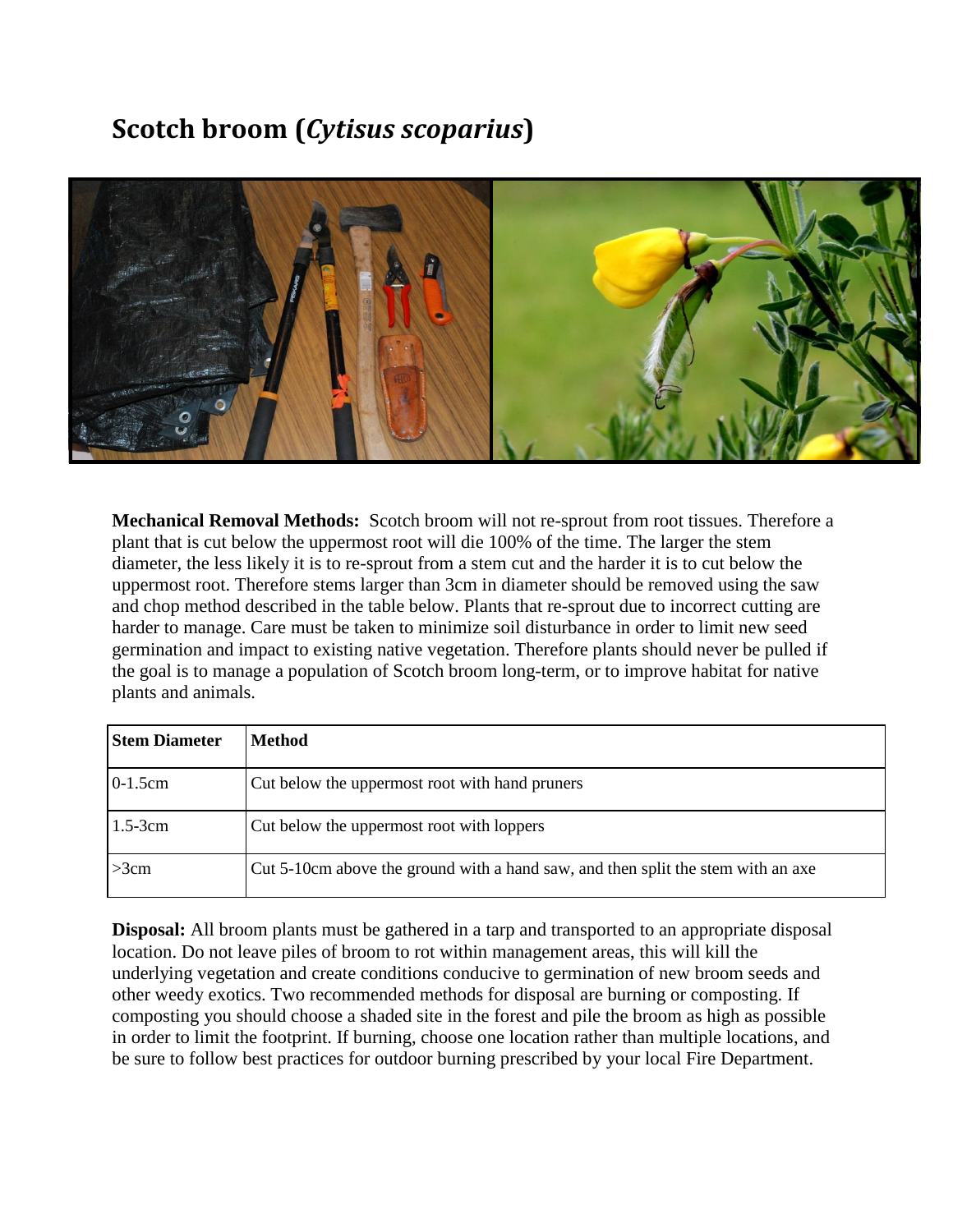# Scotch broom (*Cytisus scoparius*)

**Mechanical Removal Methods:** Scotch broom will not re-sprout from root tissues. Therefore a plant that is cut below the uppermost root will die 100% of the time. The larger the stem diameter, the less likely it is to re-sprout from a stem cut and the harder it is to cut below the uppermost root. Therefore stems larger than 3cm in diameter should be removed using the saw and chop method described in the table below. Plants that re-sprout due to incorrect cutting are harder to manage. Care must be taken to minimize soil disturbance in order to limit new seed germination and impact to existing native vegetation. Therefore plants should never be pulled if the goal is to manage a population of Scotch broom long-term, or to improve habitat for native plants and animals.

| Stem Diameter | Method |
| --- | --- |
| 0-1.5cm | Cut below the uppermost root with hand pruners |
| 1.5-3cm | Cut below the uppermost root with loppers |
| >3cm | Cut 5-10cm above the ground with a hand saw, and then split the stem with an axe |

**Disposal:** All broom plants must be gathered in a tarp and transported to an appropriate disposal location. Do not leave piles of broom to rot within management areas, this will kill the underlying vegetation and create conditions conducive to germination of new broom seeds and other weedy exotics. Two recommended methods for disposal are burning or composting. If composting you should choose a shaded site in the forest and pile the broom as high as possible in order to limit the footprint. If burning, choose one location rather than multiple locations, and be sure to follow best practices for outdoor burning prescribed by your local Fire Department.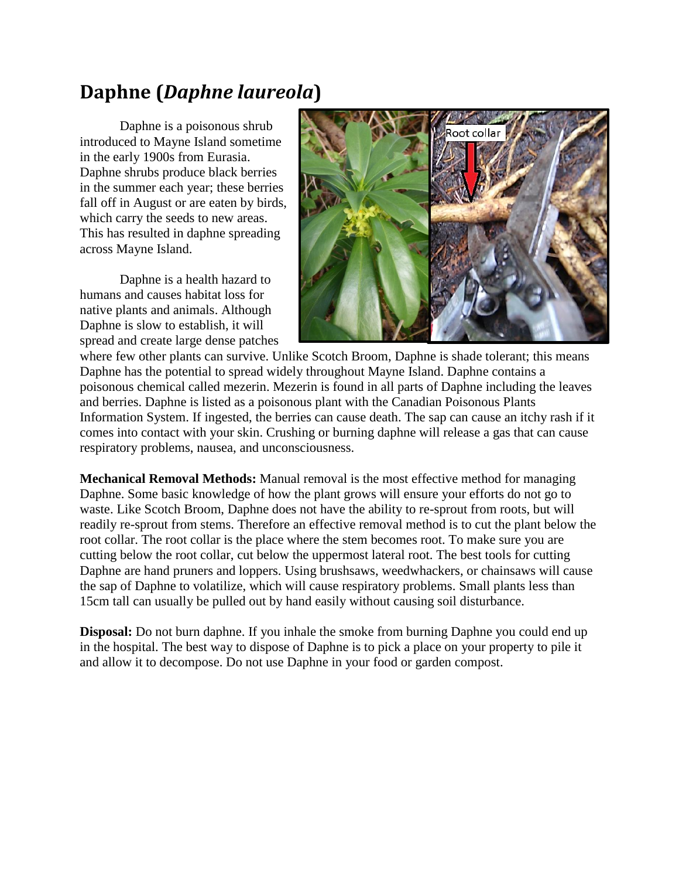# Daphne (*Daphne laureola*)

Daphne is a poisonous shrub introduced to Mayne Island sometime in the early 1900s from Eurasia. Daphne shrubs produce black berries in the summer each year; these berries fall off in August or are eaten by birds, which carry the seeds to new areas. This has resulted in daphne spreading across Mayne Island.

Daphne is a health hazard to humans and causes habitat loss for native plants and animals. Although Daphne is slow to establish, it will spread and create large dense patches where few other plants can survive. Unlike Scotch Broom, Daphne is shade tolerant; this means Daphne has the potential to spread widely throughout Mayne Island. Daphne contains a poisonous chemical called mezerin. Mezerin is found in all parts of Daphne including the leaves and berries. Daphne is listed as a poisonous plant with the Canadian Poisonous Plants Information System. If ingested, the berries can cause death. The sap can cause an itchy rash if it comes into contact with your skin. Crushing or burning daphne will release a gas that can cause respiratory problems, nausea, and unconsciousness.

**Mechanical Removal Methods:** Manual removal is the most effective method for managing Daphne. Some basic knowledge of how the plant grows will ensure your efforts do not go to waste. Like Scotch Broom, Daphne does not have the ability to re-sprout from roots, but will readily re-sprout from stems. Therefore an effective removal method is to cut the plant below the root collar. The root collar is the place where the stem becomes root. To make sure you are cutting below the root collar, cut below the uppermost lateral root. The best tools for cutting Daphne are hand pruners and loppers. Using brushsaws, weedwhackers, or chainsaws will cause the sap of Daphne to volatilize, which will cause respiratory problems. Small plants less than 15cm tall can usually be pulled out by hand easily without causing soil disturbance.

**Disposal:** Do not burn daphne. If you inhale the smoke from burning Daphne you could end up in the hospital. The best way to dispose of Daphne is to pick a place on your property to pile it and allow it to decompose. Do not use Daphne in your food or garden compost.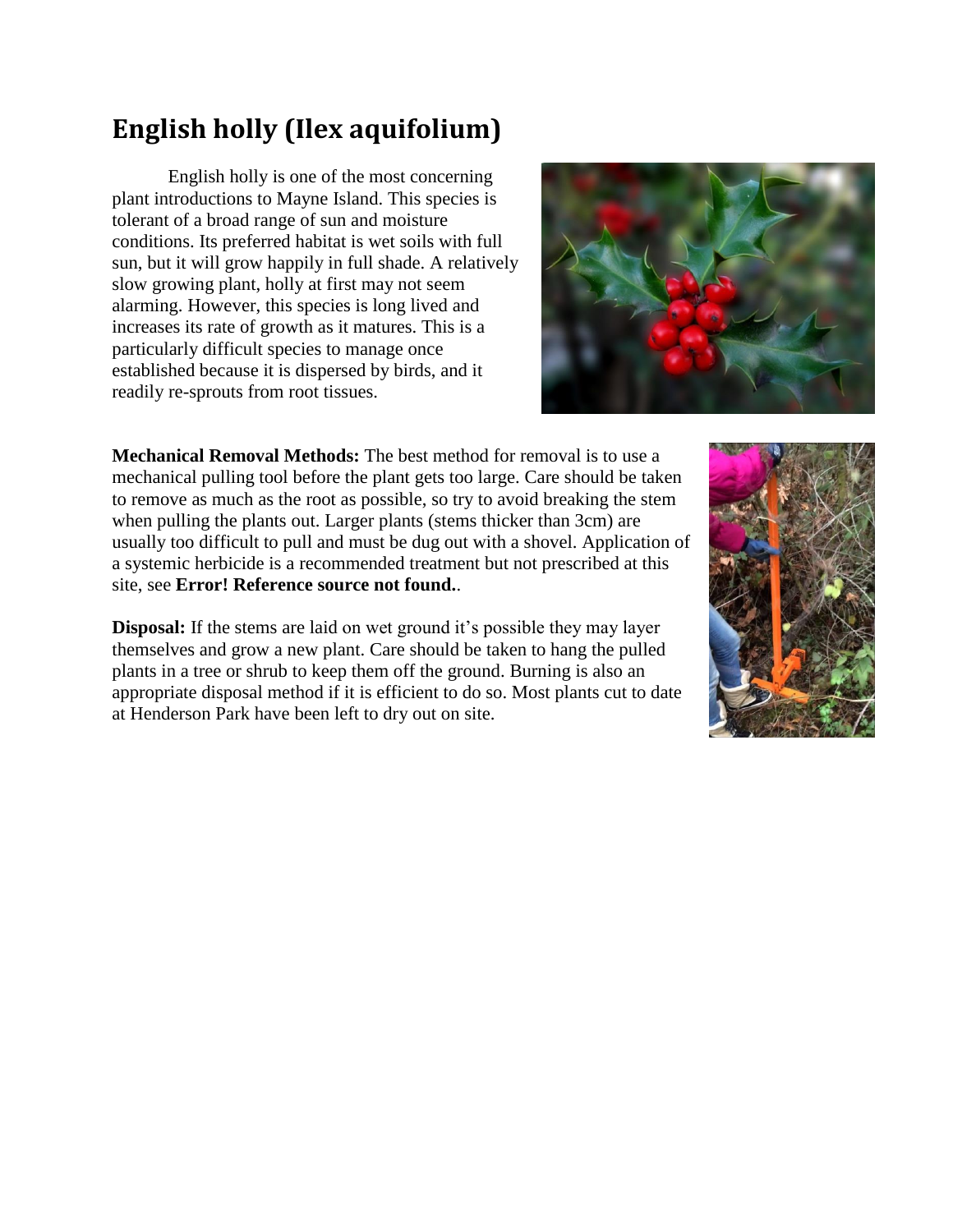# English holly (Ilex aquifolium)

English holly is one of the most concerning plant introductions to Mayne Island. This species is tolerant of a broad range of sun and moisture conditions. Its preferred habitat is wet soils with full sun, but it will grow happily in full shade. A relatively slow growing plant, holly at first may not seem alarming. However, this species is long lived and increases its rate of growth as it matures. This is a particularly difficult species to manage once established because it is dispersed by birds, and it readily re-sprouts from root tissues.

**Mechanical Removal Methods:** The best method for removal is to use a mechanical pulling tool before the plant gets too large. Care should be taken to remove as much as the root as possible, so try to avoid breaking the stem when pulling the plants out. Larger plants (stems thicker than 3cm) are usually too difficult to pull and must be dug out with a shovel. Application of a systemic herbicide is a recommended treatment but not prescribed at this site, see **Error! Reference source not found.**.

**Disposal:** If the stems are laid on wet ground it's possible they may layer themselves and grow a new plant. Care should be taken to hang the pulled plants in a tree or shrub to keep them off the ground. Burning is also an appropriate disposal method if it is efficient to do so. Most plants cut to date at Henderson Park have been left to dry out on site.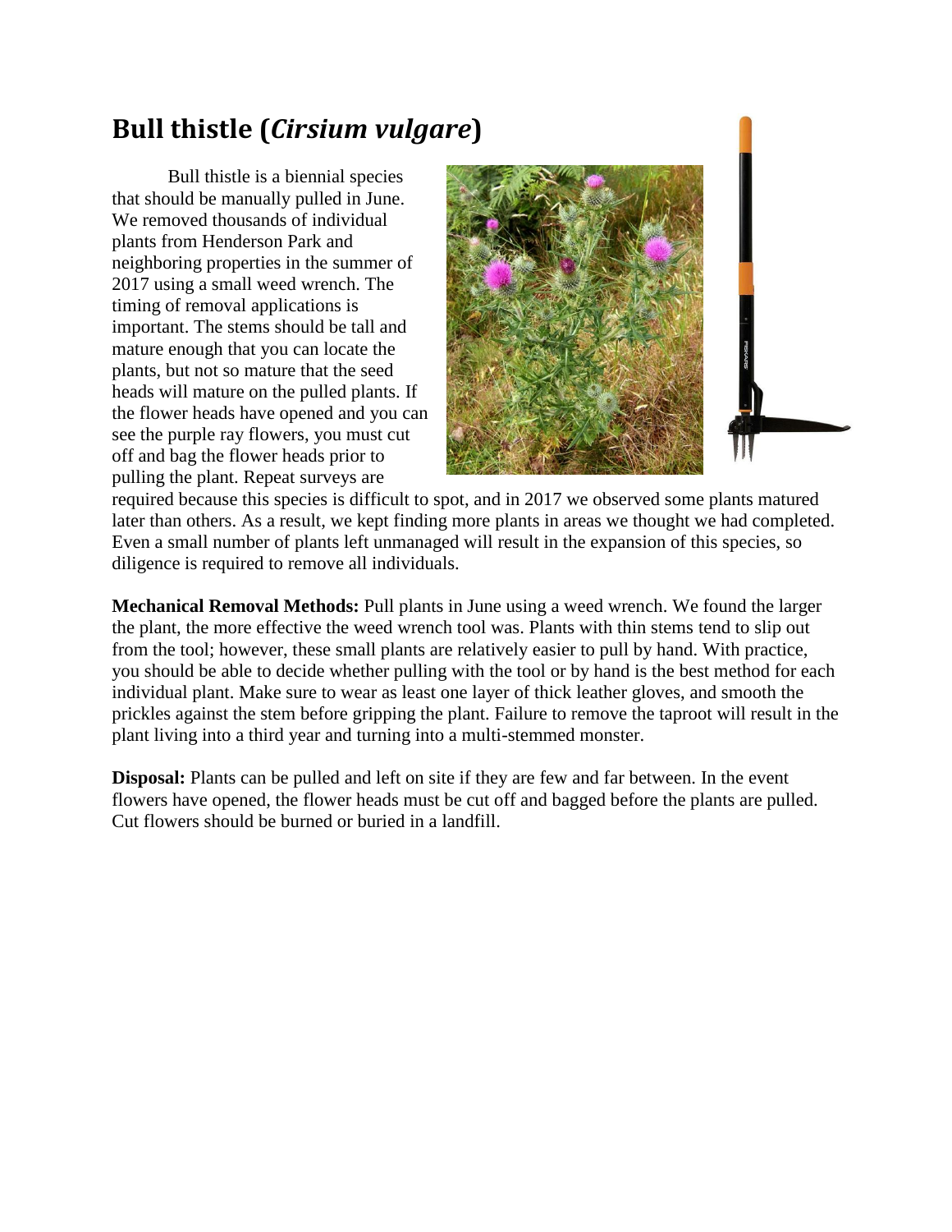## Bull thistle (*Cirsium vulgare*)

Bull thistle is a biennial species that should be manually pulled in June. We removed thousands of individual plants from Henderson Park and neighboring properties in the summer of 2017 using a small weed wrench. The timing of removal applications is important. The stems should be tall and mature enough that you can locate the plants, but not so mature that the seed heads will mature on the pulled plants. If the flower heads have opened and you can see the purple ray flowers, you must cut off and bag the flower heads prior to pulling the plant. Repeat surveys are required because this species is difficult to spot, and in 2017 we observed some plants matured later than others. As a result, we kept finding more plants in areas we thought we had completed. Even a small number of plants left unmanaged will result in the expansion of this species, so diligence is required to remove all individuals.

**Mechanical Removal Methods:** Pull plants in June using a weed wrench. We found the larger the plant, the more effective the weed wrench tool was. Plants with thin stems tend to slip out from the tool; however, these small plants are relatively easier to pull by hand. With practice, you should be able to decide whether pulling with the tool or by hand is the best method for each individual plant. Make sure to wear as least one layer of thick leather gloves, and smooth the prickles against the stem before gripping the plant. Failure to remove the taproot will result in the plant living into a third year and turning into a multi-stemmed monster.

**Disposal:** Plants can be pulled and left on site if they are few and far between. In the event flowers have opened, the flower heads must be cut off and bagged before the plants are pulled. Cut flowers should be burned or buried in a landfill.